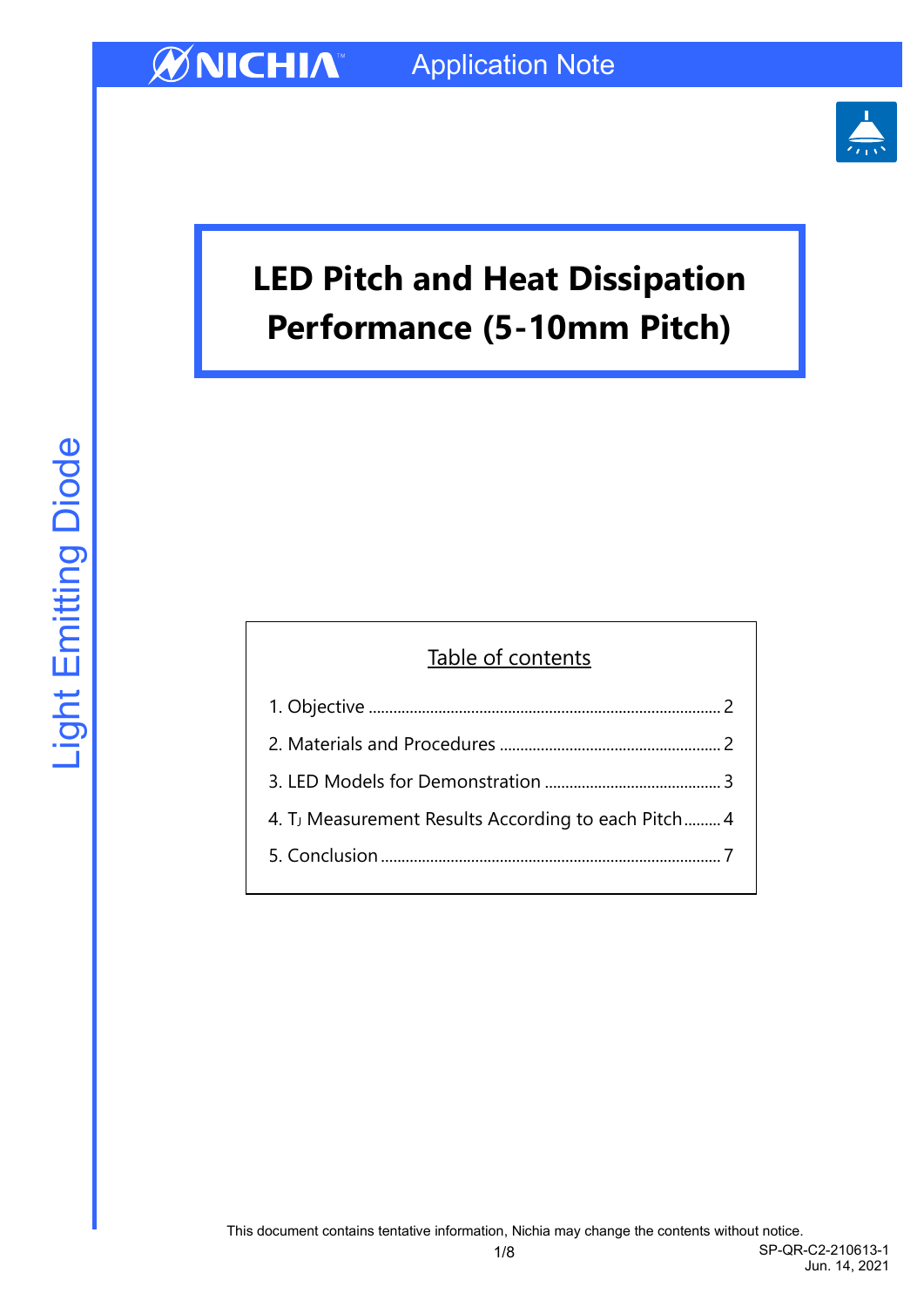NICHIA Application Note

Light Emitting Diode

# LED Pitch and Heat Dissipation Performance (5-10mm Pitch)

Table of contents

1. Objective ..................................................................................... 2
2. Materials and Procedures ..................................................... 2
3. LED Models for Demonstration ........................................... 3
4. $T_J$ Measurement Results According to each Pitch ......... 4
5. Conclusion .................................................................................. 7

This document contains tentative information, Nichia may change the contents without notice.

SP-QR-C2-210613-1
Jun. 14, 2021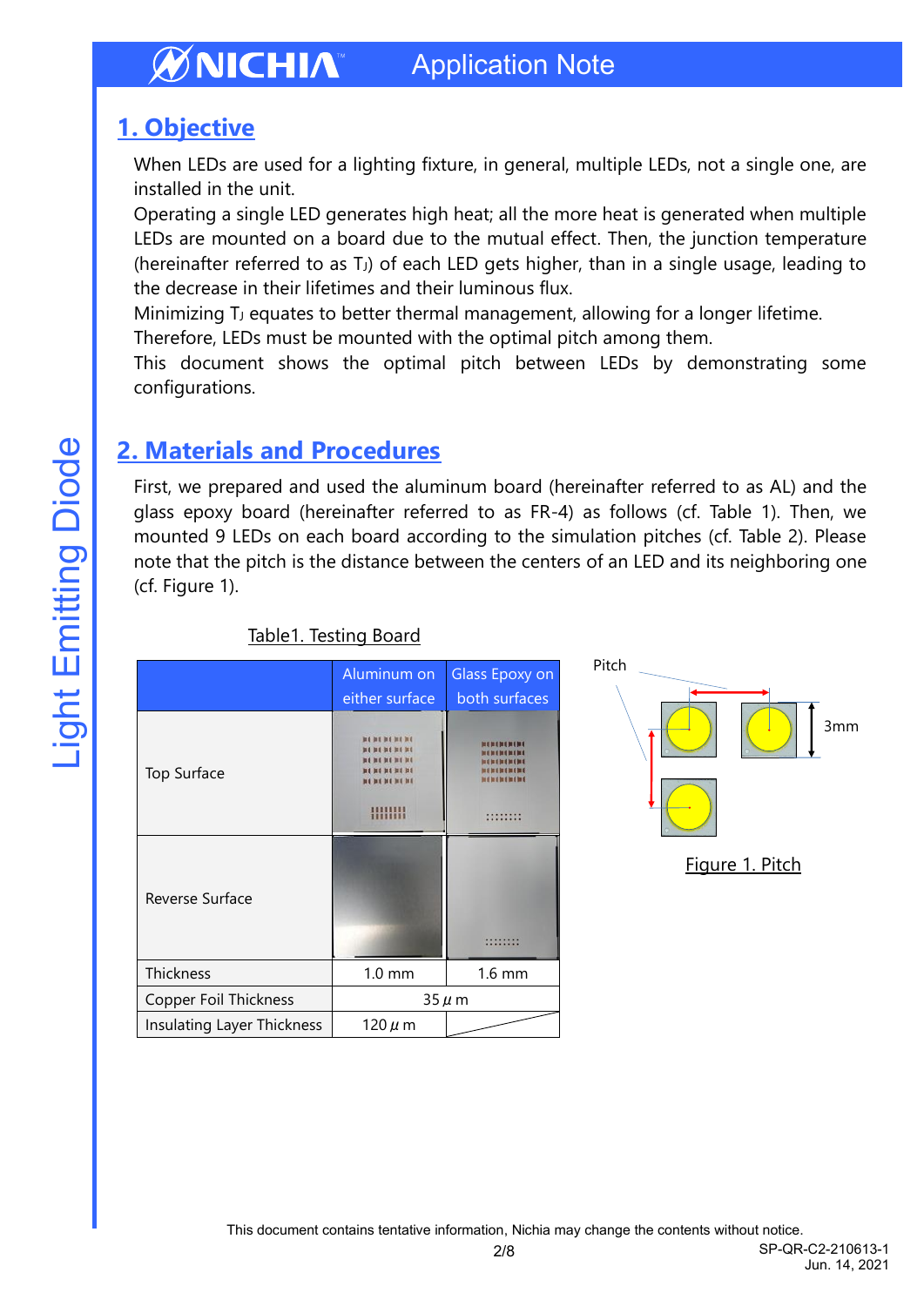## 1. Objective

When LEDs are used for a lighting fixture, in general, multiple LEDs, not a single one, are installed in the unit.

Operating a single LED generates high heat; all the more heat is generated when multiple LEDs are mounted on a board due to the mutual effect. Then, the junction temperature (hereinafter referred to as $T_J$) of each LED gets higher, than in a single usage, leading to the decrease in their lifetimes and their luminous flux.

Minimizing $T_J$ equates to better thermal management, allowing for a longer lifetime.

Therefore, LEDs must be mounted with the optimal pitch among them.

This document shows the optimal pitch between LEDs by demonstrating some configurations.

## 2. Materials and Procedures

First, we prepared and used the aluminum board (hereinafter referred to as AL) and the glass epoxy board (hereinafter referred to as FR-4) as follows (cf. Table 1). Then, we mounted 9 LEDs on each board according to the simulation pitches (cf. Table 2). Please note that the pitch is the distance between the centers of an LED and its neighboring one (cf. Figure 1).

Table1. Testing Board

| | Aluminum on either surface | Glass Epoxy on both surfaces |
|---|---|---|
| Top Surface | | |
| Reverse Surface | | |
| Thickness | 1.0 mm | 1.6 mm |
| Copper Foil Thickness | 35 μm | |
| Insulating Layer Thickness | 120 μm | |

Pitch

3mm

Figure 1. Pitch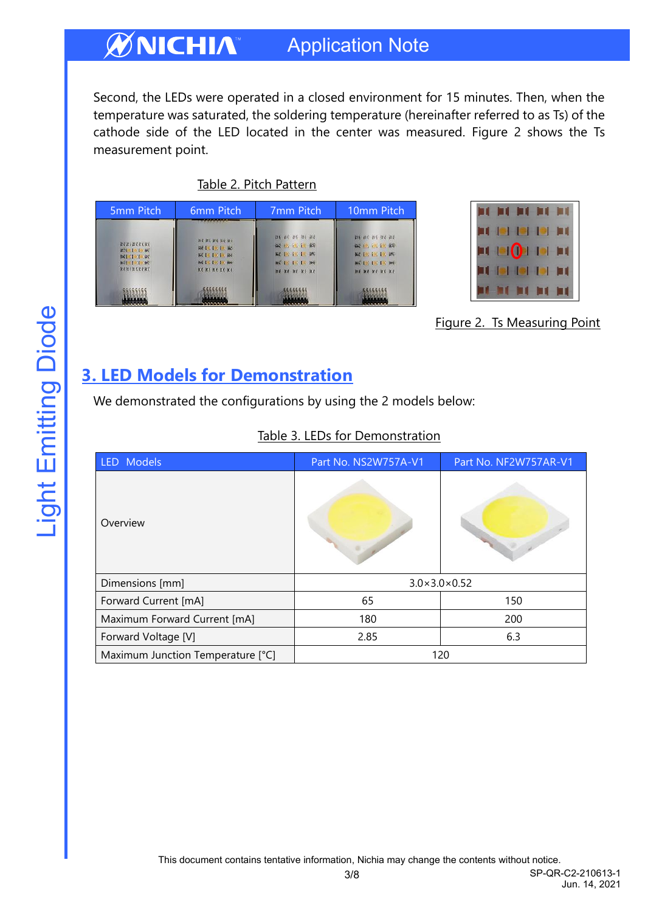Second, the LEDs were operated in a closed environment for 15 minutes. Then, when the temperature was saturated, the soldering temperature (hereinafter referred to as Ts) of the cathode side of the LED located in the center was measured. Figure 2 shows the Ts measurement point.

Table 2. Pitch Pattern

| 5mm Pitch | 6mm Pitch | 7mm Pitch | 10mm Pitch |
|---|---|---|---|

Figure 2. Ts Measuring Point

## 3. LED Models for Demonstration

We demonstrated the configurations by using the 2 models below:

Table 3. LEDs for Demonstration

| LED Models | Part No. NS2W757A-V1 | Part No. NF2W757AR-V1 |
|---|---|---|
| Overview | | |
| Dimensions [mm] | 3.0×3.0×0.52 | |
| Forward Current [mA] | 65 | 150 |
| Maximum Forward Current [mA] | 180 | 200 |
| Forward Voltage [V] | 2.85 | 6.3 |
| Maximum Junction Temperature [°C] | 120 | |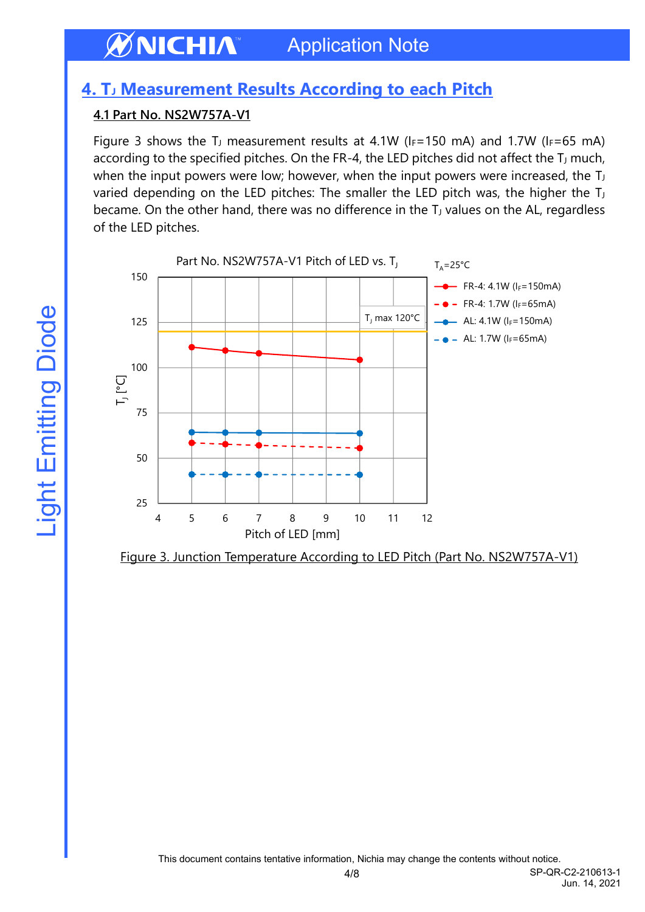## 4. $T_J$ Measurement Results According to each Pitch

### 4.1 Part No. NS2W757A-V1

Figure 3 shows the $T_J$ measurement results at 4.1W ($I_F$=150 mA) and 1.7W ($I_F$=65 mA) according to the specified pitches. On the FR-4, the LED pitches did not affect the $T_J$ much, when the input powers were low; however, when the input powers were increased, the $T_J$ varied depending on the LED pitches: The smaller the LED pitch was, the higher the $T_J$ became. On the other hand, there was no difference in the $T_J$ values on the AL, regardless of the LED pitches.

Figure 3. Junction Temperature According to LED Pitch (Part No. NS2W757A-V1)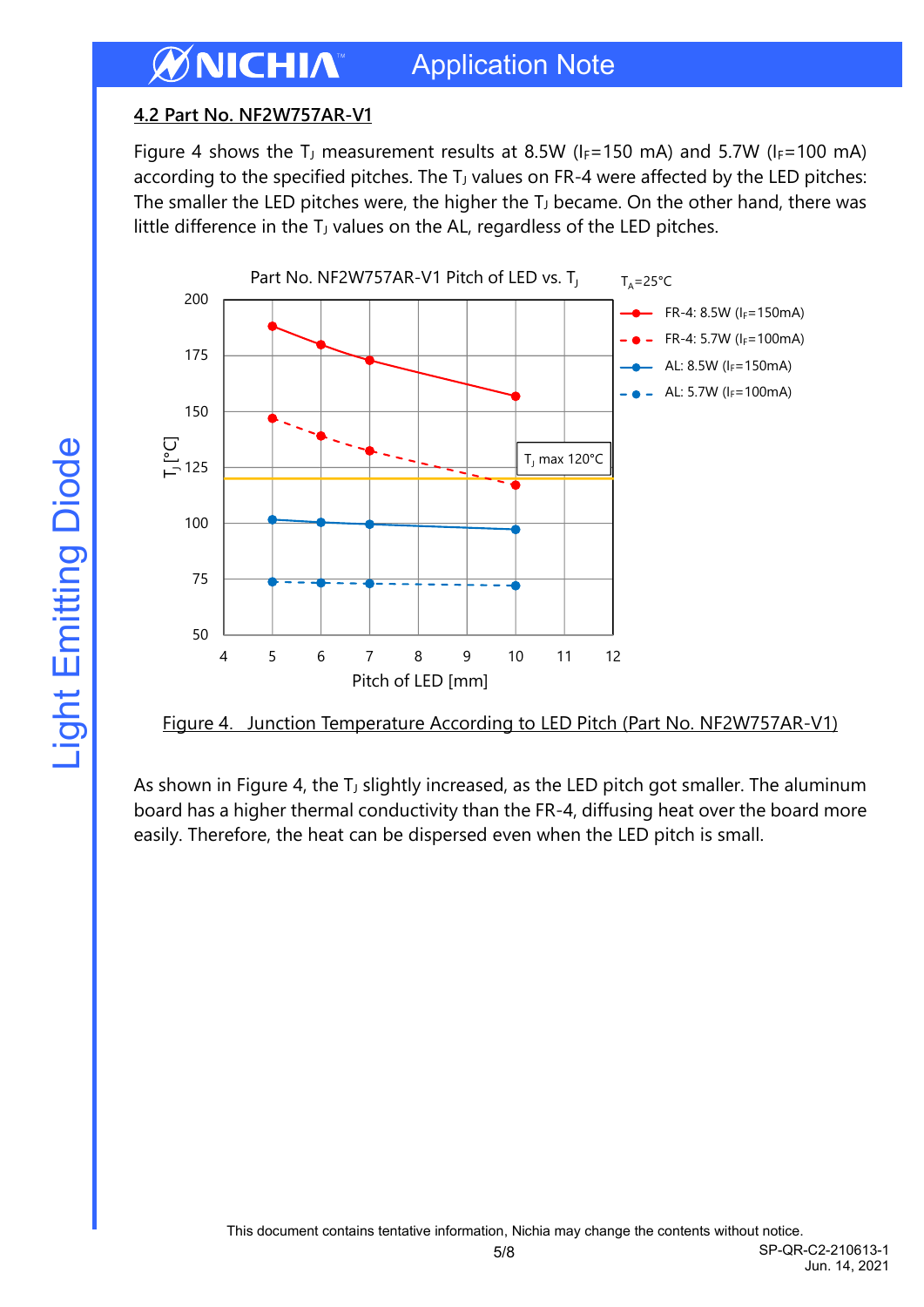## 4.2 Part No. NF2W757AR-V1

Figure 4 shows the $T_J$ measurement results at 8.5W ($I_F$=150 mA) and 5.7W ($I_F$=100 mA) according to the specified pitches. The $T_J$ values on FR-4 were affected by the LED pitches: The smaller the LED pitches were, the higher the $T_J$ became. On the other hand, there was little difference in the $T_J$ values on the AL, regardless of the LED pitches.

Figure 4. Junction Temperature According to LED Pitch (Part No. NF2W757AR-V1)

As shown in Figure 4, the $T_J$ slightly increased, as the LED pitch got smaller. The aluminum board has a higher thermal conductivity than the FR-4, diffusing heat over the board more easily. Therefore, the heat can be dispersed even when the LED pitch is small.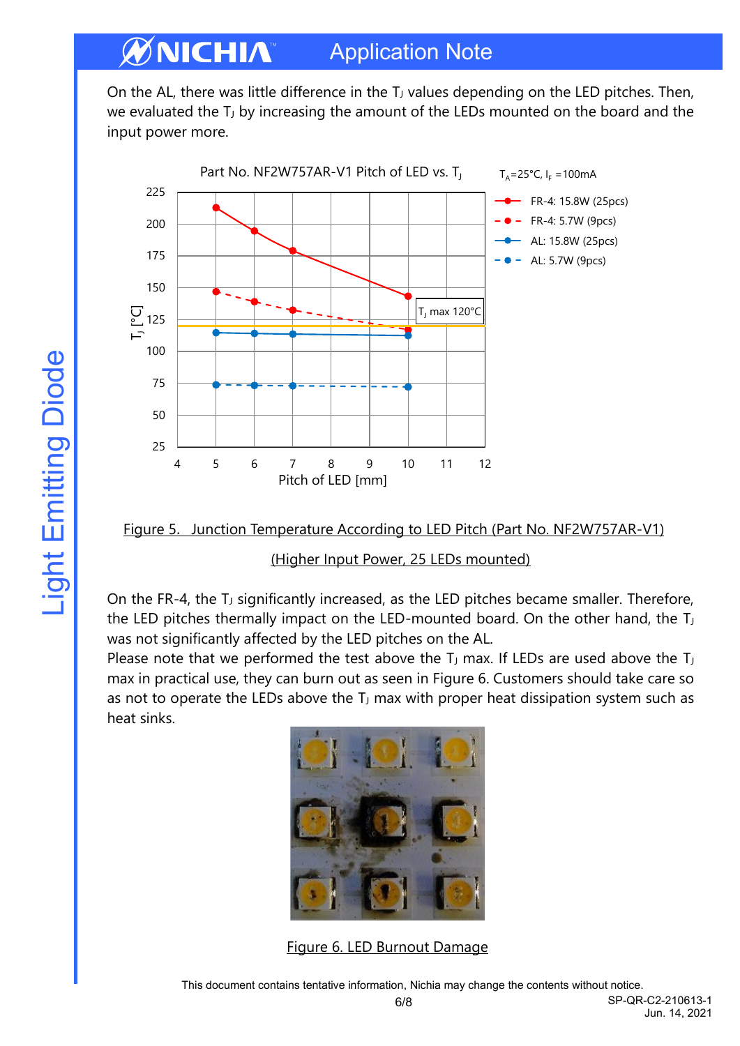On the AL, there was little difference in the $T_J$ values depending on the LED pitches. Then, we evaluated the $T_J$ by increasing the amount of the LEDs mounted on the board and the input power more.

Figure 5. Junction Temperature According to LED Pitch (Part No. NF2W757AR-V1)

(Higher Input Power, 25 LEDs mounted)

On the FR-4, the $T_J$ significantly increased, as the LED pitches became smaller. Therefore, the LED pitches thermally impact on the LED-mounted board. On the other hand, the $T_J$ was not significantly affected by the LED pitches on the AL.

Please note that we performed the test above the $T_J$ max. If LEDs are used above the $T_J$ max in practical use, they can burn out as seen in Figure 6. Customers should take care so as not to operate the LEDs above the $T_J$ max with proper heat dissipation system such as heat sinks.

Figure 6. LED Burnout Damage

This document contains tentative information, Nichia may change the contents without notice.

SP-QR-C2-210613-1
Jun. 14, 2021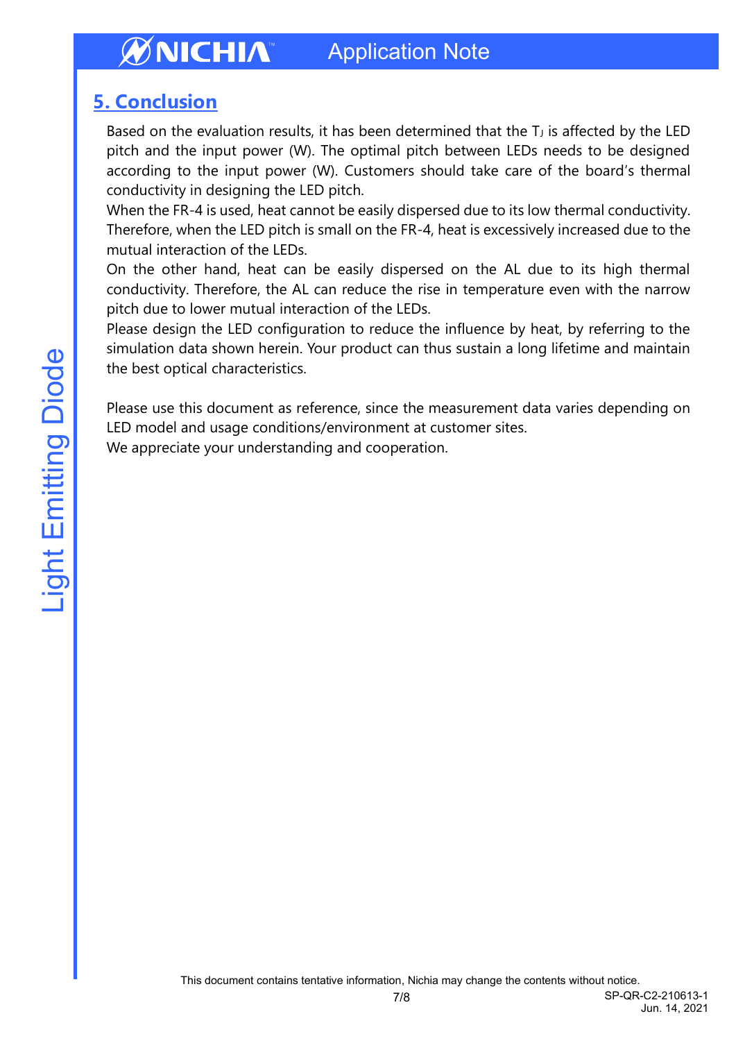## 5. Conclusion

Based on the evaluation results, it has been determined that the $T_J$ is affected by the LED pitch and the input power (W). The optimal pitch between LEDs needs to be designed according to the input power (W). Customers should take care of the board's thermal conductivity in designing the LED pitch.
When the FR-4 is used, heat cannot be easily dispersed due to its low thermal conductivity. Therefore, when the LED pitch is small on the FR-4, heat is excessively increased due to the mutual interaction of the LEDs.
On the other hand, heat can be easily dispersed on the AL due to its high thermal conductivity. Therefore, the AL can reduce the rise in temperature even with the narrow pitch due to lower mutual interaction of the LEDs.
Please design the LED configuration to reduce the influence by heat, by referring to the simulation data shown herein. Your product can thus sustain a long lifetime and maintain the best optical characteristics.

Please use this document as reference, since the measurement data varies depending on LED model and usage conditions/environment at customer sites.
We appreciate your understanding and cooperation.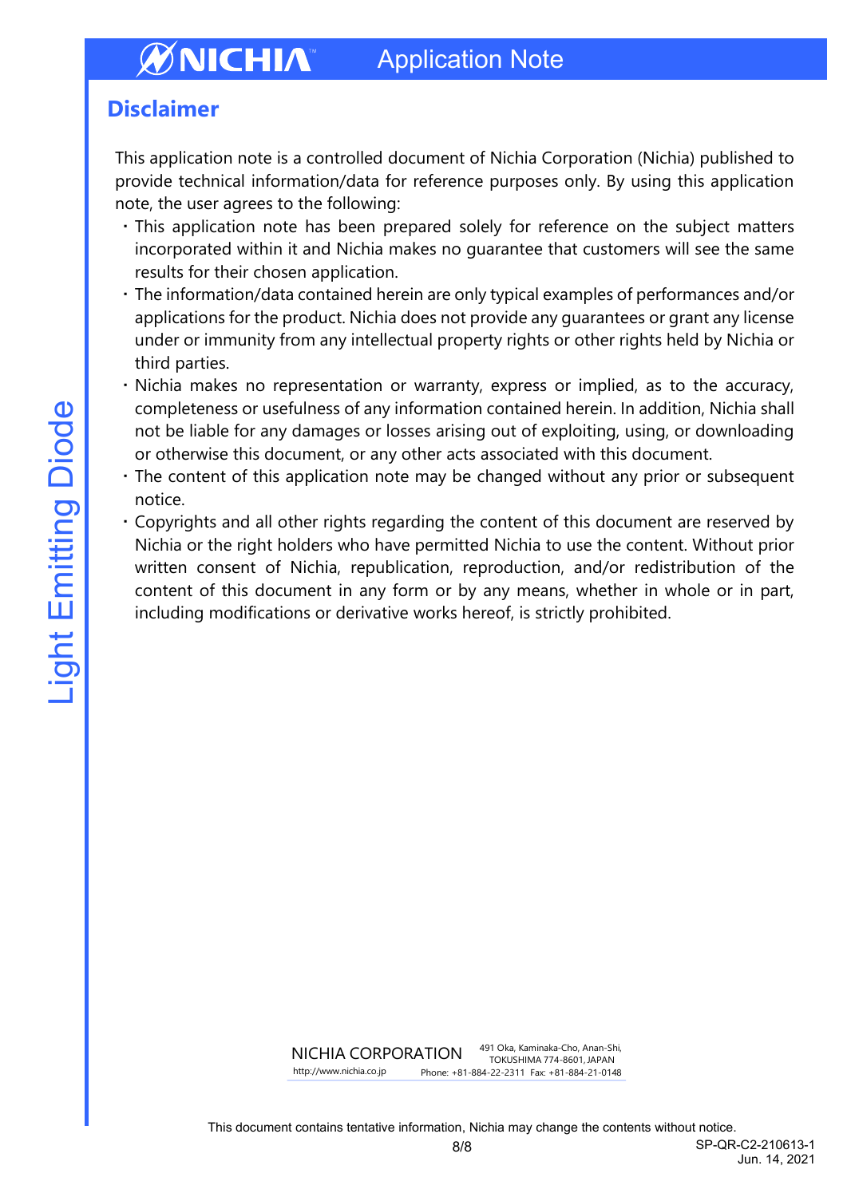## Disclaimer

This application note is a controlled document of Nichia Corporation (Nichia) published to provide technical information/data for reference purposes only. By using this application note, the user agrees to the following:

- This application note has been prepared solely for reference on the subject matters incorporated within it and Nichia makes no guarantee that customers will see the same results for their chosen application.
- The information/data contained herein are only typical examples of performances and/or applications for the product. Nichia does not provide any guarantees or grant any license under or immunity from any intellectual property rights or other rights held by Nichia or third parties.
- Nichia makes no representation or warranty, express or implied, as to the accuracy, completeness or usefulness of any information contained herein. In addition, Nichia shall not be liable for any damages or losses arising out of exploiting, using, or downloading or otherwise this document, or any other acts associated with this document.
- The content of this application note may be changed without any prior or subsequent notice.
- Copyrights and all other rights regarding the content of this document are reserved by Nichia or the right holders who have permitted Nichia to use the content. Without prior written consent of Nichia, republication, reproduction, and/or redistribution of the content of this document in any form or by any means, whether in whole or in part, including modifications or derivative works hereof, is strictly prohibited.

NICHIA CORPORATION
491 Oka, Kaminaka-Cho, Anan-Shi, TOKUSHIMA 774-8601, JAPAN
http://www.nichia.co.jp
Phone: +81-884-22-2311 Fax: +81-884-21-0148